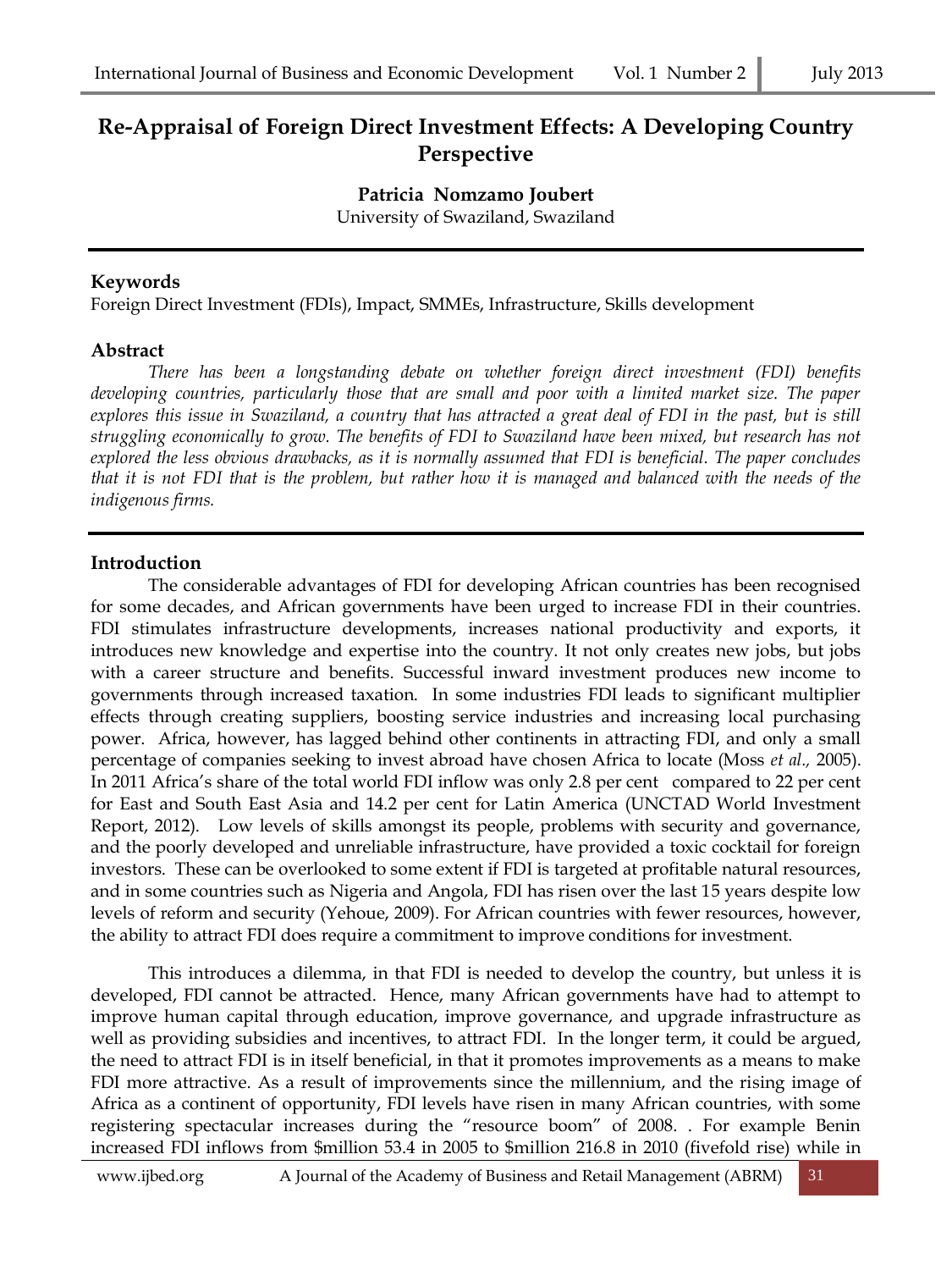# Re-Appraisal of Foreign Direct Investment Effects: A Developing Country Perspective

**Patricia Nomzamo Joubert**
University of Swaziland, Swaziland

---

## Keywords

Foreign Direct Investment (FDIs), Impact, SMMEs, Infrastructure, Skills development

## Abstract

*There has been a longstanding debate on whether foreign direct investment (FDI) benefits developing countries, particularly those that are small and poor with a limited market size. The paper explores this issue in Swaziland, a country that has attracted a great deal of FDI in the past, but is still struggling economically to grow. The benefits of FDI to Swaziland have been mixed, but research has not explored the less obvious drawbacks, as it is normally assumed that FDI is beneficial. The paper concludes that it is not FDI that is the problem, but rather how it is managed and balanced with the needs of the indigenous firms.*

---

## Introduction

The considerable advantages of FDI for developing African countries has been recognised for some decades, and African governments have been urged to increase FDI in their countries. FDI stimulates infrastructure developments, increases national productivity and exports, it introduces new knowledge and expertise into the country. It not only creates new jobs, but jobs with a career structure and benefits. Successful inward investment produces new income to governments through increased taxation. In some industries FDI leads to significant multiplier effects through creating suppliers, boosting service industries and increasing local purchasing power. Africa, however, has lagged behind other continents in attracting FDI, and only a small percentage of companies seeking to invest abroad have chosen Africa to locate (Moss *et al.,* 2005). In 2011 Africa's share of the total world FDI inflow was only 2.8 per cent compared to 22 per cent for East and South East Asia and 14.2 per cent for Latin America (UNCTAD World Investment Report, 2012). Low levels of skills amongst its people, problems with security and governance, and the poorly developed and unreliable infrastructure, have provided a toxic cocktail for foreign investors. These can be overlooked to some extent if FDI is targeted at profitable natural resources, and in some countries such as Nigeria and Angola, FDI has risen over the last 15 years despite low levels of reform and security (Yehoue, 2009). For African countries with fewer resources, however, the ability to attract FDI does require a commitment to improve conditions for investment.

This introduces a dilemma, in that FDI is needed to develop the country, but unless it is developed, FDI cannot be attracted. Hence, many African governments have had to attempt to improve human capital through education, improve governance, and upgrade infrastructure as well as providing subsidies and incentives, to attract FDI. In the longer term, it could be argued, the need to attract FDI is in itself beneficial, in that it promotes improvements as a means to make FDI more attractive. As a result of improvements since the millennium, and the rising image of Africa as a continent of opportunity, FDI levels have risen in many African countries, with some registering spectacular increases during the "resource boom" of 2008. . For example Benin increased FDI inflows from $million 53.4 in 2005 to $million 216.8 in 2010 (fivefold rise) while in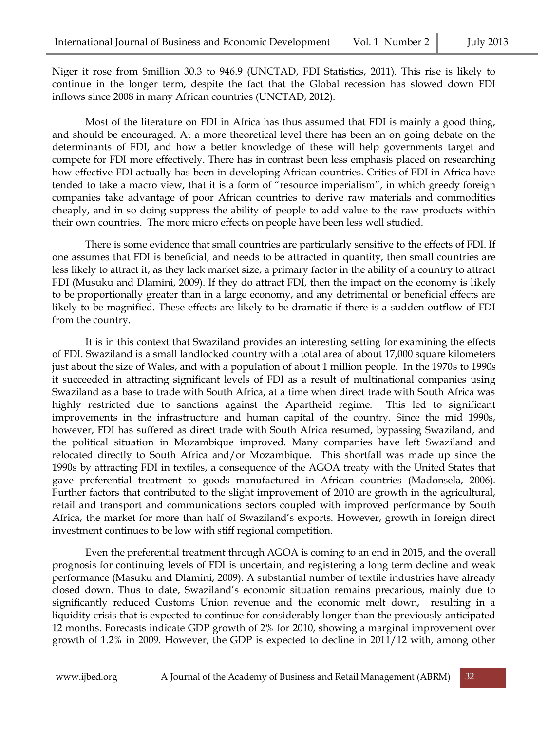Niger it rose from $million 30.3 to 946.9 (UNCTAD, FDI Statistics, 2011). This rise is likely to continue in the longer term, despite the fact that the Global recession has slowed down FDI inflows since 2008 in many African countries (UNCTAD, 2012).

Most of the literature on FDI in Africa has thus assumed that FDI is mainly a good thing, and should be encouraged. At a more theoretical level there has been an on going debate on the determinants of FDI, and how a better knowledge of these will help governments target and compete for FDI more effectively. There has in contrast been less emphasis placed on researching how effective FDI actually has been in developing African countries. Critics of FDI in Africa have tended to take a macro view, that it is a form of "resource imperialism", in which greedy foreign companies take advantage of poor African countries to derive raw materials and commodities cheaply, and in so doing suppress the ability of people to add value to the raw products within their own countries. The more micro effects on people have been less well studied.

There is some evidence that small countries are particularly sensitive to the effects of FDI. If one assumes that FDI is beneficial, and needs to be attracted in quantity, then small countries are less likely to attract it, as they lack market size, a primary factor in the ability of a country to attract FDI (Musuku and Dlamini, 2009). If they do attract FDI, then the impact on the economy is likely to be proportionally greater than in a large economy, and any detrimental or beneficial effects are likely to be magnified. These effects are likely to be dramatic if there is a sudden outflow of FDI from the country.

It is in this context that Swaziland provides an interesting setting for examining the effects of FDI. Swaziland is a small landlocked country with a total area of about 17,000 square kilometers just about the size of Wales, and with a population of about 1 million people. In the 1970s to 1990s it succeeded in attracting significant levels of FDI as a result of multinational companies using Swaziland as a base to trade with South Africa, at a time when direct trade with South Africa was highly restricted due to sanctions against the Apartheid regime. This led to significant improvements in the infrastructure and human capital of the country. Since the mid 1990s, however, FDI has suffered as direct trade with South Africa resumed, bypassing Swaziland, and the political situation in Mozambique improved. Many companies have left Swaziland and relocated directly to South Africa and/or Mozambique. This shortfall was made up since the 1990s by attracting FDI in textiles, a consequence of the AGOA treaty with the United States that gave preferential treatment to goods manufactured in African countries (Madonsela, 2006). Further factors that contributed to the slight improvement of 2010 are growth in the agricultural, retail and transport and communications sectors coupled with improved performance by South Africa, the market for more than half of Swaziland's exports. However, growth in foreign direct investment continues to be low with stiff regional competition.

Even the preferential treatment through AGOA is coming to an end in 2015, and the overall prognosis for continuing levels of FDI is uncertain, and registering a long term decline and weak performance (Masuku and Dlamini, 2009). A substantial number of textile industries have already closed down. Thus to date, Swaziland's economic situation remains precarious, mainly due to significantly reduced Customs Union revenue and the economic melt down, resulting in a liquidity crisis that is expected to continue for considerably longer than the previously anticipated 12 months. Forecasts indicate GDP growth of 2% for 2010, showing a marginal improvement over growth of 1.2% in 2009. However, the GDP is expected to decline in 2011/12 with, among other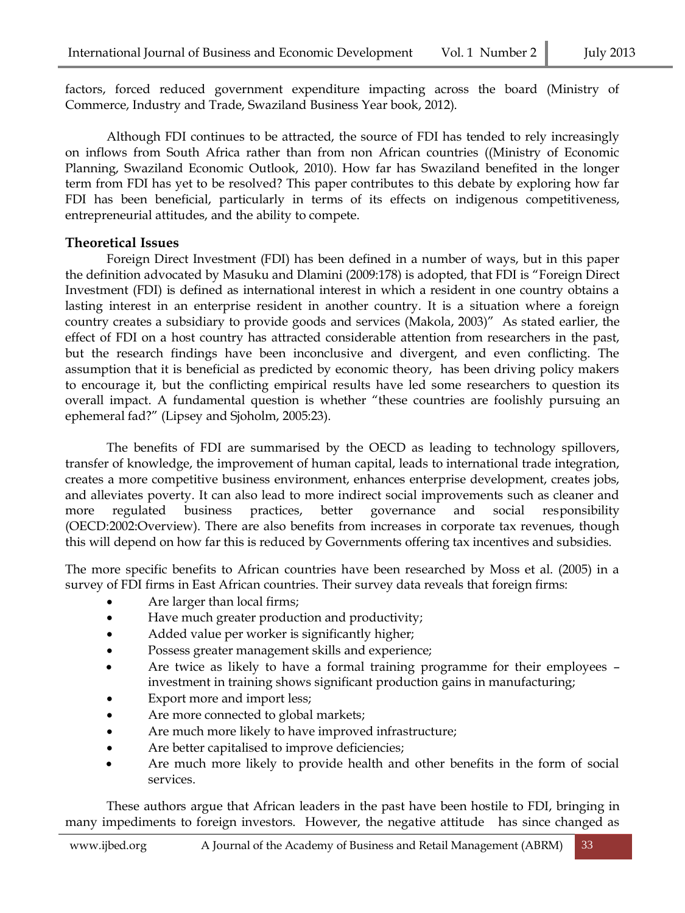factors, forced reduced government expenditure impacting across the board (Ministry of Commerce, Industry and Trade, Swaziland Business Year book, 2012).

Although FDI continues to be attracted, the source of FDI has tended to rely increasingly on inflows from South Africa rather than from non African countries ((Ministry of Economic Planning, Swaziland Economic Outlook, 2010). How far has Swaziland benefited in the longer term from FDI has yet to be resolved? This paper contributes to this debate by exploring how far FDI has been beneficial, particularly in terms of its effects on indigenous competitiveness, entrepreneurial attitudes, and the ability to compete.

## Theoretical Issues

Foreign Direct Investment (FDI) has been defined in a number of ways, but in this paper the definition advocated by Masuku and Dlamini (2009:178) is adopted, that FDI is "Foreign Direct Investment (FDI) is defined as international interest in which a resident in one country obtains a lasting interest in an enterprise resident in another country. It is a situation where a foreign country creates a subsidiary to provide goods and services (Makola, 2003)" As stated earlier, the effect of FDI on a host country has attracted considerable attention from researchers in the past, but the research findings have been inconclusive and divergent, and even conflicting. The assumption that it is beneficial as predicted by economic theory, has been driving policy makers to encourage it, but the conflicting empirical results have led some researchers to question its overall impact. A fundamental question is whether "these countries are foolishly pursuing an ephemeral fad?" (Lipsey and Sjoholm, 2005:23).

The benefits of FDI are summarised by the OECD as leading to technology spillovers, transfer of knowledge, the improvement of human capital, leads to international trade integration, creates a more competitive business environment, enhances enterprise development, creates jobs, and alleviates poverty. It can also lead to more indirect social improvements such as cleaner and more regulated business practices, better governance and social responsibility (OECD:2002:Overview). There are also benefits from increases in corporate tax revenues, though this will depend on how far this is reduced by Governments offering tax incentives and subsidies.

The more specific benefits to African countries have been researched by Moss et al. (2005) in a survey of FDI firms in East African countries. Their survey data reveals that foreign firms:

- Are larger than local firms;
- Have much greater production and productivity;
- Added value per worker is significantly higher;
- Possess greater management skills and experience;
- Are twice as likely to have a formal training programme for their employees – investment in training shows significant production gains in manufacturing;
- Export more and import less;
- Are more connected to global markets;
- Are much more likely to have improved infrastructure;
- Are better capitalised to improve deficiencies;
- Are much more likely to provide health and other benefits in the form of social services.

These authors argue that African leaders in the past have been hostile to FDI, bringing in many impediments to foreign investors. However, the negative attitude has since changed as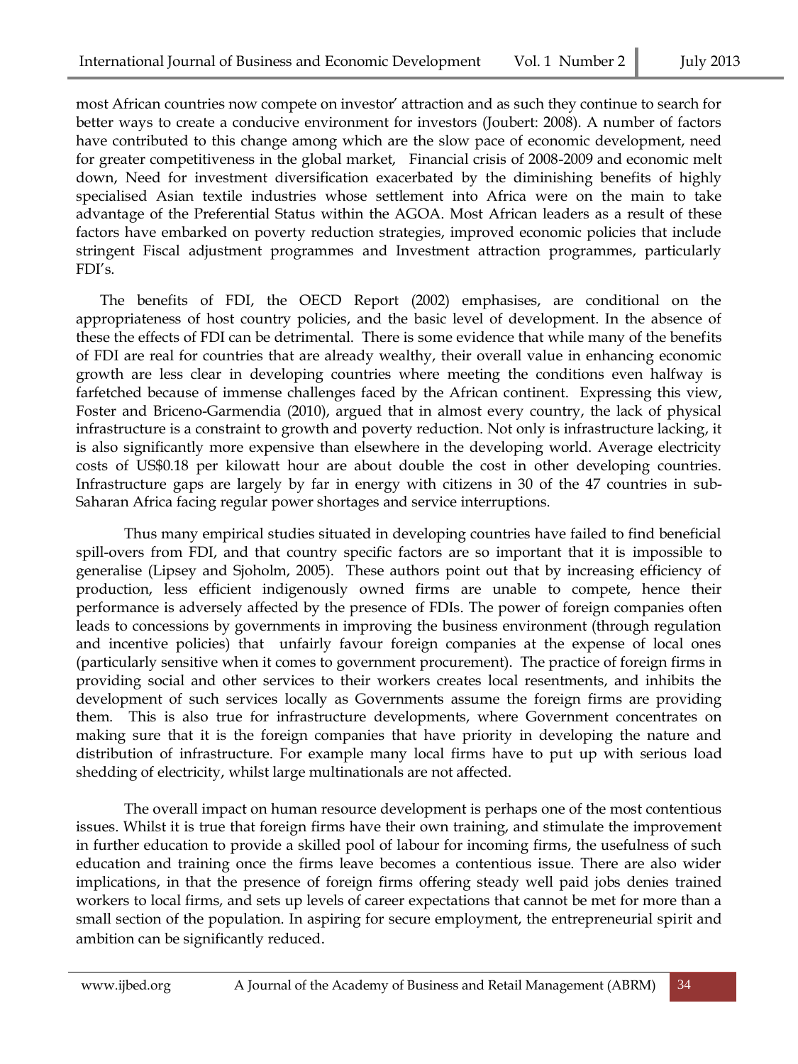most African countries now compete on investor' attraction and as such they continue to search for better ways to create a conducive environment for investors (Joubert: 2008). A number of factors have contributed to this change among which are the slow pace of economic development, need for greater competitiveness in the global market, Financial crisis of 2008-2009 and economic melt down, Need for investment diversification exacerbated by the diminishing benefits of highly specialised Asian textile industries whose settlement into Africa were on the main to take advantage of the Preferential Status within the AGOA. Most African leaders as a result of these factors have embarked on poverty reduction strategies, improved economic policies that include stringent Fiscal adjustment programmes and Investment attraction programmes, particularly FDI's.

The benefits of FDI, the OECD Report (2002) emphasises, are conditional on the appropriateness of host country policies, and the basic level of development. In the absence of these the effects of FDI can be detrimental. There is some evidence that while many of the benefits of FDI are real for countries that are already wealthy, their overall value in enhancing economic growth are less clear in developing countries where meeting the conditions even halfway is farfetched because of immense challenges faced by the African continent. Expressing this view, Foster and Briceno-Garmendia (2010), argued that in almost every country, the lack of physical infrastructure is a constraint to growth and poverty reduction. Not only is infrastructure lacking, it is also significantly more expensive than elsewhere in the developing world. Average electricity costs of US$0.18 per kilowatt hour are about double the cost in other developing countries. Infrastructure gaps are largely by far in energy with citizens in 30 of the 47 countries in sub-Saharan Africa facing regular power shortages and service interruptions.

Thus many empirical studies situated in developing countries have failed to find beneficial spill-overs from FDI, and that country specific factors are so important that it is impossible to generalise (Lipsey and Sjoholm, 2005). These authors point out that by increasing efficiency of production, less efficient indigenously owned firms are unable to compete, hence their performance is adversely affected by the presence of FDIs. The power of foreign companies often leads to concessions by governments in improving the business environment (through regulation and incentive policies) that unfairly favour foreign companies at the expense of local ones (particularly sensitive when it comes to government procurement). The practice of foreign firms in providing social and other services to their workers creates local resentments, and inhibits the development of such services locally as Governments assume the foreign firms are providing them. This is also true for infrastructure developments, where Government concentrates on making sure that it is the foreign companies that have priority in developing the nature and distribution of infrastructure. For example many local firms have to put up with serious load shedding of electricity, whilst large multinationals are not affected.

The overall impact on human resource development is perhaps one of the most contentious issues. Whilst it is true that foreign firms have their own training, and stimulate the improvement in further education to provide a skilled pool of labour for incoming firms, the usefulness of such education and training once the firms leave becomes a contentious issue. There are also wider implications, in that the presence of foreign firms offering steady well paid jobs denies trained workers to local firms, and sets up levels of career expectations that cannot be met for more than a small section of the population. In aspiring for secure employment, the entrepreneurial spirit and ambition can be significantly reduced.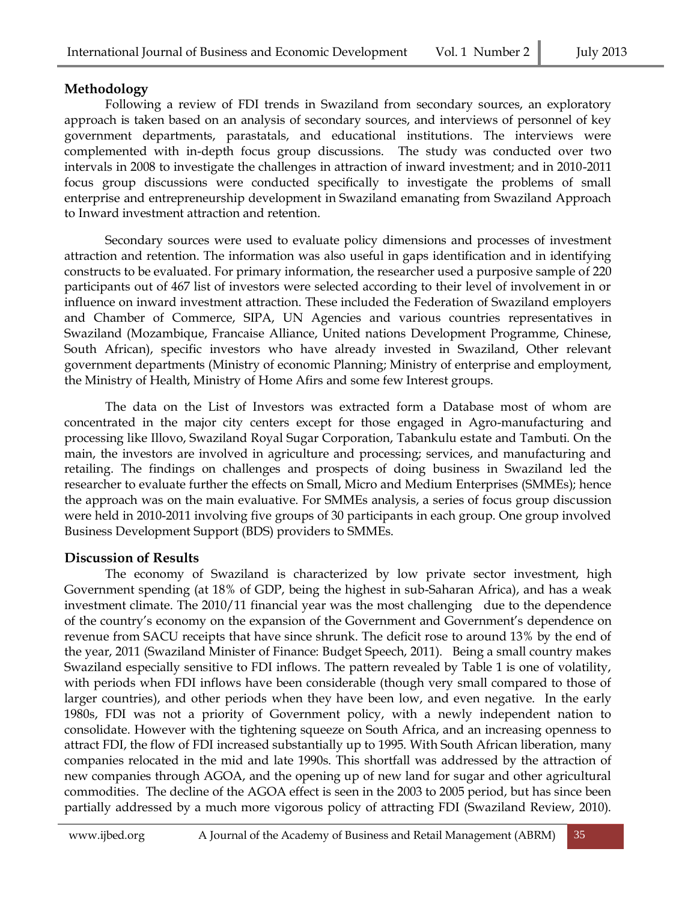## Methodology

Following a review of FDI trends in Swaziland from secondary sources, an exploratory approach is taken based on an analysis of secondary sources, and interviews of personnel of key government departments, parastatals, and educational institutions. The interviews were complemented with in-depth focus group discussions. The study was conducted over two intervals in 2008 to investigate the challenges in attraction of inward investment; and in 2010-2011 focus group discussions were conducted specifically to investigate the problems of small enterprise and entrepreneurship development in Swaziland emanating from Swaziland Approach to Inward investment attraction and retention.

Secondary sources were used to evaluate policy dimensions and processes of investment attraction and retention. The information was also useful in gaps identification and in identifying constructs to be evaluated. For primary information, the researcher used a purposive sample of 220 participants out of 467 list of investors were selected according to their level of involvement in or influence on inward investment attraction. These included the Federation of Swaziland employers and Chamber of Commerce, SIPA, UN Agencies and various countries representatives in Swaziland (Mozambique, Francaise Alliance, United nations Development Programme, Chinese, South African), specific investors who have already invested in Swaziland, Other relevant government departments (Ministry of economic Planning; Ministry of enterprise and employment, the Ministry of Health, Ministry of Home Afirs and some few Interest groups.

The data on the List of Investors was extracted form a Database most of whom are concentrated in the major city centers except for those engaged in Agro-manufacturing and processing like Illovo, Swaziland Royal Sugar Corporation, Tabankulu estate and Tambuti. On the main, the investors are involved in agriculture and processing; services, and manufacturing and retailing. The findings on challenges and prospects of doing business in Swaziland led the researcher to evaluate further the effects on Small, Micro and Medium Enterprises (SMMEs); hence the approach was on the main evaluative. For SMMEs analysis, a series of focus group discussion were held in 2010-2011 involving five groups of 30 participants in each group. One group involved Business Development Support (BDS) providers to SMMEs.

## Discussion of Results

The economy of Swaziland is characterized by low private sector investment, high Government spending (at 18% of GDP, being the highest in sub-Saharan Africa), and has a weak investment climate. The 2010/11 financial year was the most challenging due to the dependence of the country's economy on the expansion of the Government and Government's dependence on revenue from SACU receipts that have since shrunk. The deficit rose to around 13% by the end of the year, 2011 (Swaziland Minister of Finance: Budget Speech, 2011). Being a small country makes Swaziland especially sensitive to FDI inflows. The pattern revealed by Table 1 is one of volatility, with periods when FDI inflows have been considerable (though very small compared to those of larger countries), and other periods when they have been low, and even negative. In the early 1980s, FDI was not a priority of Government policy, with a newly independent nation to consolidate. However with the tightening squeeze on South Africa, and an increasing openness to attract FDI, the flow of FDI increased substantially up to 1995. With South African liberation, many companies relocated in the mid and late 1990s. This shortfall was addressed by the attraction of new companies through AGOA, and the opening up of new land for sugar and other agricultural commodities. The decline of the AGOA effect is seen in the 2003 to 2005 period, but has since been partially addressed by a much more vigorous policy of attracting FDI (Swaziland Review, 2010).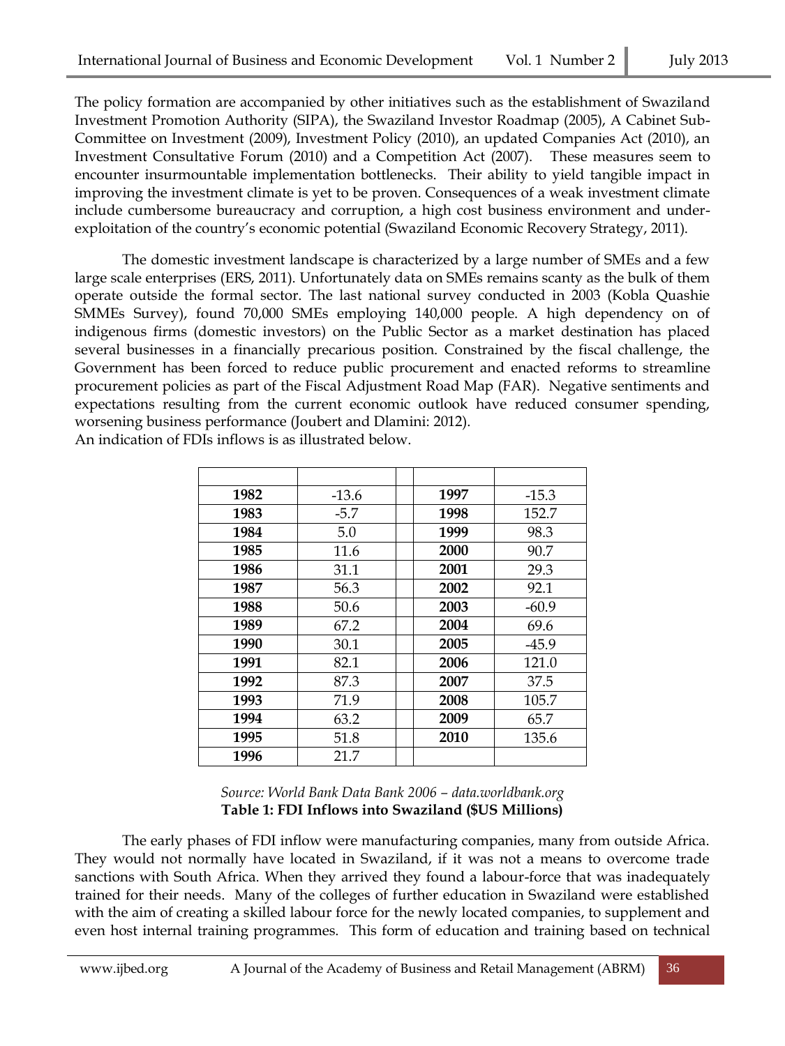The policy formation are accompanied by other initiatives such as the establishment of Swaziland Investment Promotion Authority (SIPA), the Swaziland Investor Roadmap (2005), A Cabinet Sub-Committee on Investment (2009), Investment Policy (2010), an updated Companies Act (2010), an Investment Consultative Forum (2010) and a Competition Act (2007). These measures seem to encounter insurmountable implementation bottlenecks. Their ability to yield tangible impact in improving the investment climate is yet to be proven. Consequences of a weak investment climate include cumbersome bureaucracy and corruption, a high cost business environment and under-exploitation of the country's economic potential (Swaziland Economic Recovery Strategy, 2011).

The domestic investment landscape is characterized by a large number of SMEs and a few large scale enterprises (ERS, 2011). Unfortunately data on SMEs remains scanty as the bulk of them operate outside the formal sector. The last national survey conducted in 2003 (Kobla Quashie SMMEs Survey), found 70,000 SMEs employing 140,000 people. A high dependency on of indigenous firms (domestic investors) on the Public Sector as a market destination has placed several businesses in a financially precarious position. Constrained by the fiscal challenge, the Government has been forced to reduce public procurement and enacted reforms to streamline procurement policies as part of the Fiscal Adjustment Road Map (FAR). Negative sentiments and expectations resulting from the current economic outlook have reduced consumer spending, worsening business performance (Joubert and Dlamini: 2012).
An indication of FDIs inflows is as illustrated below.

| | | | | |
|---|---|---|---|---|
| **1982** | -13.6 | | **1997** | -15.3 |
| **1983** | -5.7 | | **1998** | 152.7 |
| **1984** | 5.0 | | **1999** | 98.3 |
| **1985** | 11.6 | | **2000** | 90.7 |
| **1986** | 31.1 | | **2001** | 29.3 |
| **1987** | 56.3 | | **2002** | 92.1 |
| **1988** | 50.6 | | **2003** | -60.9 |
| **1989** | 67.2 | | **2004** | 69.6 |
| **1990** | 30.1 | | **2005** | -45.9 |
| **1991** | 82.1 | | **2006** | 121.0 |
| **1992** | 87.3 | | **2007** | 37.5 |
| **1993** | 71.9 | | **2008** | 105.7 |
| **1994** | 63.2 | | **2009** | 65.7 |
| **1995** | 51.8 | | **2010** | 135.6 |
| **1996** | 21.7 | | | |

*Source: World Bank Data Bank 2006 – data.worldbank.org*
**Table 1: FDI Inflows into Swaziland ($US Millions)**

The early phases of FDI inflow were manufacturing companies, many from outside Africa. They would not normally have located in Swaziland, if it was not a means to overcome trade sanctions with South Africa. When they arrived they found a labour-force that was inadequately trained for their needs. Many of the colleges of further education in Swaziland were established with the aim of creating a skilled labour force for the newly located companies, to supplement and even host internal training programmes. This form of education and training based on technical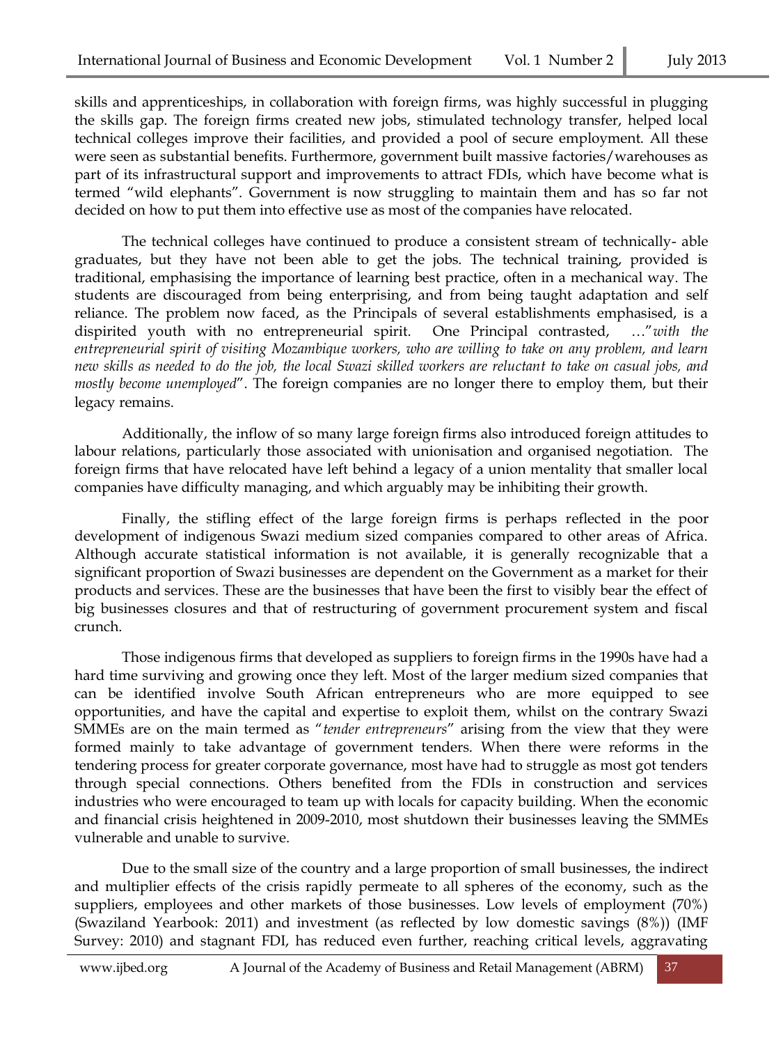skills and apprenticeships, in collaboration with foreign firms, was highly successful in plugging the skills gap. The foreign firms created new jobs, stimulated technology transfer, helped local technical colleges improve their facilities, and provided a pool of secure employment. All these were seen as substantial benefits. Furthermore, government built massive factories/warehouses as part of its infrastructural support and improvements to attract FDIs, which have become what is termed "wild elephants". Government is now struggling to maintain them and has so far not decided on how to put them into effective use as most of the companies have relocated.

The technical colleges have continued to produce a consistent stream of technically- able graduates, but they have not been able to get the jobs. The technical training, provided is traditional, emphasising the importance of learning best practice, often in a mechanical way. The students are discouraged from being enterprising, and from being taught adaptation and self reliance. The problem now faced, as the Principals of several establishments emphasised, is a dispirited youth with no entrepreneurial spirit. One Principal contrasted, …"*with the entrepreneurial spirit of visiting Mozambique workers, who are willing to take on any problem, and learn new skills as needed to do the job, the local Swazi skilled workers are reluctant to take on casual jobs, and mostly become unemployed*". The foreign companies are no longer there to employ them, but their legacy remains.

Additionally, the inflow of so many large foreign firms also introduced foreign attitudes to labour relations, particularly those associated with unionisation and organised negotiation. The foreign firms that have relocated have left behind a legacy of a union mentality that smaller local companies have difficulty managing, and which arguably may be inhibiting their growth.

Finally, the stifling effect of the large foreign firms is perhaps reflected in the poor development of indigenous Swazi medium sized companies compared to other areas of Africa. Although accurate statistical information is not available, it is generally recognizable that a significant proportion of Swazi businesses are dependent on the Government as a market for their products and services. These are the businesses that have been the first to visibly bear the effect of big businesses closures and that of restructuring of government procurement system and fiscal crunch.

Those indigenous firms that developed as suppliers to foreign firms in the 1990s have had a hard time surviving and growing once they left. Most of the larger medium sized companies that can be identified involve South African entrepreneurs who are more equipped to see opportunities, and have the capital and expertise to exploit them, whilst on the contrary Swazi SMMEs are on the main termed as "*tender entrepreneurs*" arising from the view that they were formed mainly to take advantage of government tenders. When there were reforms in the tendering process for greater corporate governance, most have had to struggle as most got tenders through special connections. Others benefited from the FDIs in construction and services industries who were encouraged to team up with locals for capacity building. When the economic and financial crisis heightened in 2009-2010, most shutdown their businesses leaving the SMMEs vulnerable and unable to survive.

Due to the small size of the country and a large proportion of small businesses, the indirect and multiplier effects of the crisis rapidly permeate to all spheres of the economy, such as the suppliers, employees and other markets of those businesses. Low levels of employment (70%) (Swaziland Yearbook: 2011) and investment (as reflected by low domestic savings (8%)) (IMF Survey: 2010) and stagnant FDI, has reduced even further, reaching critical levels, aggravating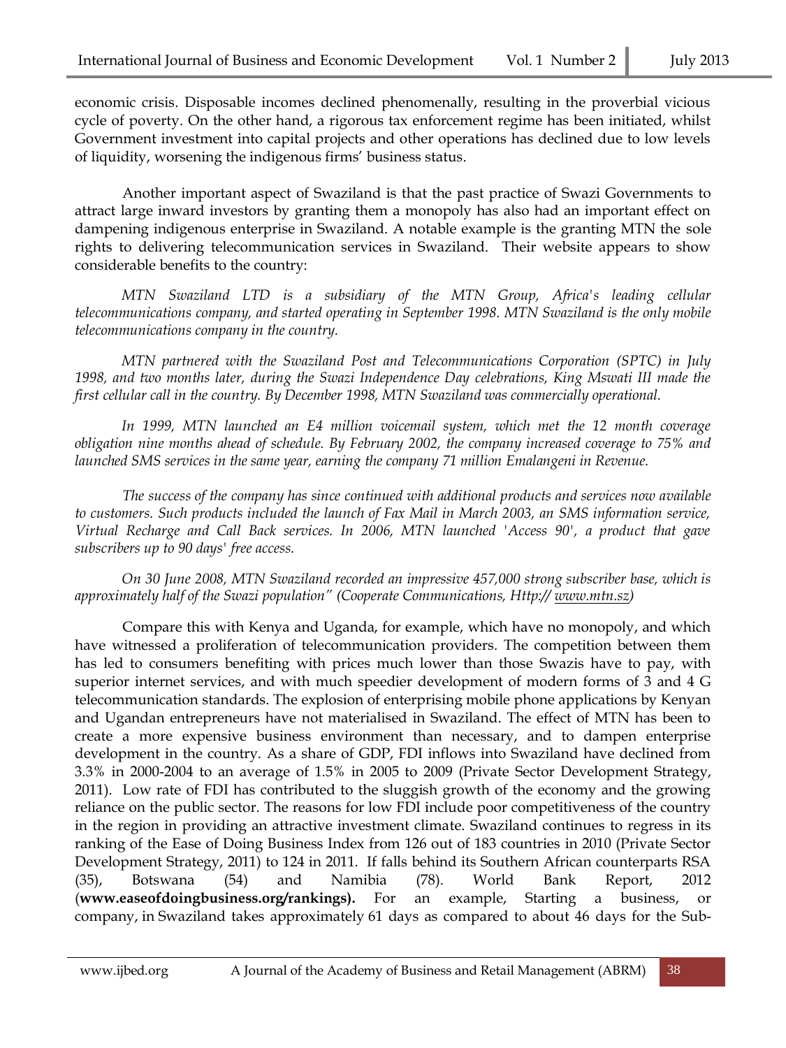economic crisis. Disposable incomes declined phenomenally, resulting in the proverbial vicious cycle of poverty. On the other hand, a rigorous tax enforcement regime has been initiated, whilst Government investment into capital projects and other operations has declined due to low levels of liquidity, worsening the indigenous firms' business status.

Another important aspect of Swaziland is that the past practice of Swazi Governments to attract large inward investors by granting them a monopoly has also had an important effect on dampening indigenous enterprise in Swaziland. A notable example is the granting MTN the sole rights to delivering telecommunication services in Swaziland. Their website appears to show considerable benefits to the country:

*MTN Swaziland LTD is a subsidiary of the MTN Group, Africa's leading cellular telecommunications company, and started operating in September 1998. MTN Swaziland is the only mobile telecommunications company in the country.*

*MTN partnered with the Swaziland Post and Telecommunications Corporation (SPTC) in July 1998, and two months later, during the Swazi Independence Day celebrations, King Mswati III made the first cellular call in the country. By December 1998, MTN Swaziland was commercially operational.*

*In 1999, MTN launched an E4 million voicemail system, which met the 12 month coverage obligation nine months ahead of schedule. By February 2002, the company increased coverage to 75% and launched SMS services in the same year, earning the company 71 million Emalangeni in Revenue.*

*The success of the company has since continued with additional products and services now available to customers. Such products included the launch of Fax Mail in March 2003, an SMS information service, Virtual Recharge and Call Back services. In 2006, MTN launched 'Access 90', a product that gave subscribers up to 90 days' free access.*

*On 30 June 2008, MTN Swaziland recorded an impressive 457,000 strong subscriber base, which is approximately half of the Swazi population" (Cooperate Communications, Http:// www.mtn.sz)*

Compare this with Kenya and Uganda, for example, which have no monopoly, and which have witnessed a proliferation of telecommunication providers. The competition between them has led to consumers benefiting with prices much lower than those Swazis have to pay, with superior internet services, and with much speedier development of modern forms of 3 and 4 G telecommunication standards. The explosion of enterprising mobile phone applications by Kenyan and Ugandan entrepreneurs have not materialised in Swaziland. The effect of MTN has been to create a more expensive business environment than necessary, and to dampen enterprise development in the country. As a share of GDP, FDI inflows into Swaziland have declined from 3.3% in 2000-2004 to an average of 1.5% in 2005 to 2009 (Private Sector Development Strategy, 2011). Low rate of FDI has contributed to the sluggish growth of the economy and the growing reliance on the public sector. The reasons for low FDI include poor competitiveness of the country in the region in providing an attractive investment climate. Swaziland continues to regress in its ranking of the Ease of Doing Business Index from 126 out of 183 countries in 2010 (Private Sector Development Strategy, 2011) to 124 in 2011. If falls behind its Southern African counterparts RSA (35), Botswana (54) and Namibia (78). World Bank Report, 2012 (**www.easeofdoingbusiness.org/rankings).** For an example, Starting a business, or company, in Swaziland takes approximately 61 days as compared to about 46 days for the Sub-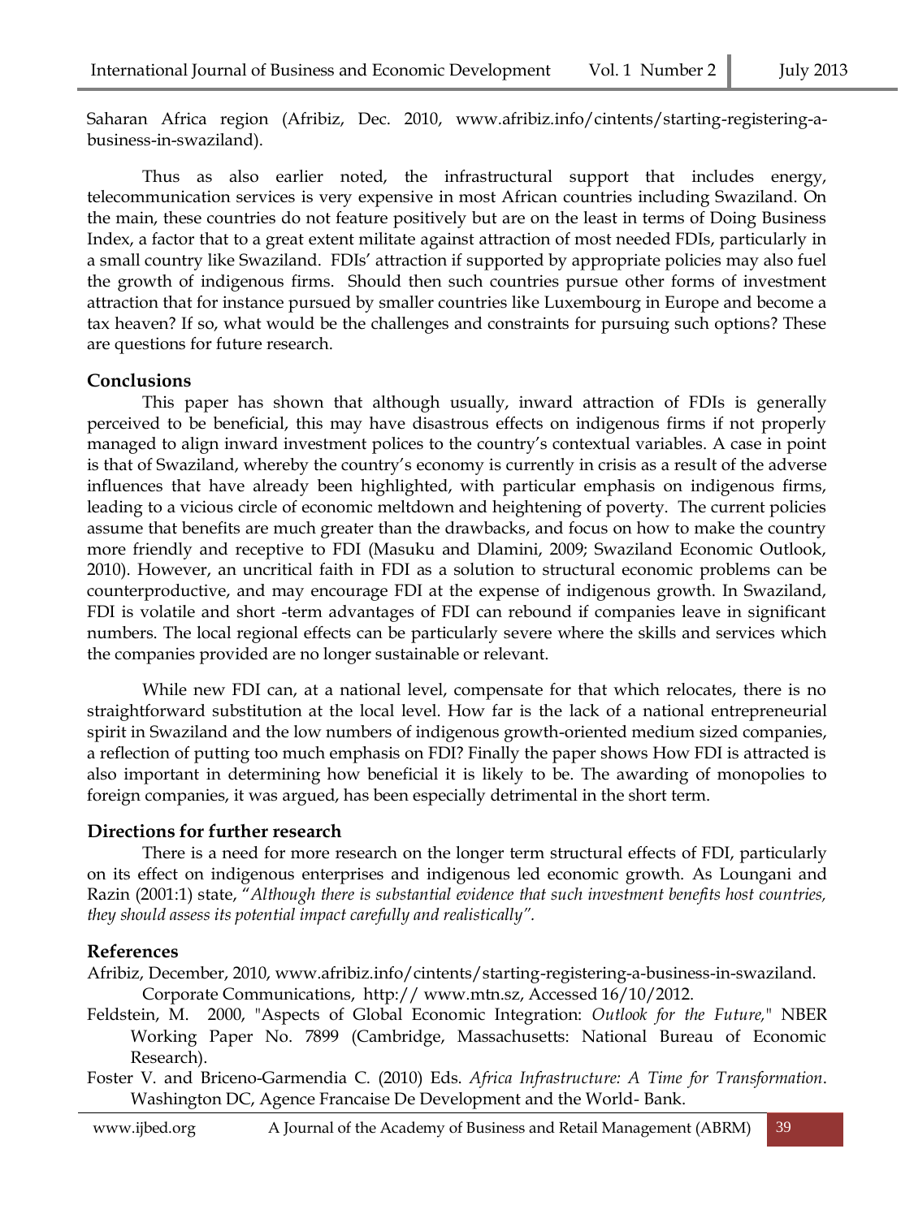Saharan Africa region (Afribiz, Dec. 2010, www.afribiz.info/cintents/starting-registering-a-business-in-swaziland).

Thus as also earlier noted, the infrastructural support that includes energy, telecommunication services is very expensive in most African countries including Swaziland. On the main, these countries do not feature positively but are on the least in terms of Doing Business Index, a factor that to a great extent militate against attraction of most needed FDIs, particularly in a small country like Swaziland. FDIs' attraction if supported by appropriate policies may also fuel the growth of indigenous firms. Should then such countries pursue other forms of investment attraction that for instance pursued by smaller countries like Luxembourg in Europe and become a tax heaven? If so, what would be the challenges and constraints for pursuing such options? These are questions for future research.

## Conclusions

This paper has shown that although usually, inward attraction of FDIs is generally perceived to be beneficial, this may have disastrous effects on indigenous firms if not properly managed to align inward investment polices to the country's contextual variables. A case in point is that of Swaziland, whereby the country's economy is currently in crisis as a result of the adverse influences that have already been highlighted, with particular emphasis on indigenous firms, leading to a vicious circle of economic meltdown and heightening of poverty. The current policies assume that benefits are much greater than the drawbacks, and focus on how to make the country more friendly and receptive to FDI (Masuku and Dlamini, 2009; Swaziland Economic Outlook, 2010). However, an uncritical faith in FDI as a solution to structural economic problems can be counterproductive, and may encourage FDI at the expense of indigenous growth. In Swaziland, FDI is volatile and short -term advantages of FDI can rebound if companies leave in significant numbers. The local regional effects can be particularly severe where the skills and services which the companies provided are no longer sustainable or relevant.

While new FDI can, at a national level, compensate for that which relocates, there is no straightforward substitution at the local level. How far is the lack of a national entrepreneurial spirit in Swaziland and the low numbers of indigenous growth-oriented medium sized companies, a reflection of putting too much emphasis on FDI? Finally the paper shows How FDI is attracted is also important in determining how beneficial it is likely to be. The awarding of monopolies to foreign companies, it was argued, has been especially detrimental in the short term.

## Directions for further research

There is a need for more research on the longer term structural effects of FDI, particularly on its effect on indigenous enterprises and indigenous led economic growth. As Loungani and Razin (2001:1) state, "*Although there is substantial evidence that such investment benefits host countries, they should assess its potential impact carefully and realistically*".

## References

Afribiz, December, 2010, www.afribiz.info/cintents/starting-registering-a-business-in-swaziland. Corporate Communications, http:// www.mtn.sz, Accessed 16/10/2012.

Feldstein, M. 2000, "Aspects of Global Economic Integration: *Outlook for the Future,*" NBER Working Paper No. 7899 (Cambridge, Massachusetts: National Bureau of Economic Research).

Foster V. and Briceno-Garmendia C. (2010) Eds. *Africa Infrastructure: A Time for Transformation*. Washington DC, Agence Francaise De Development and the World- Bank.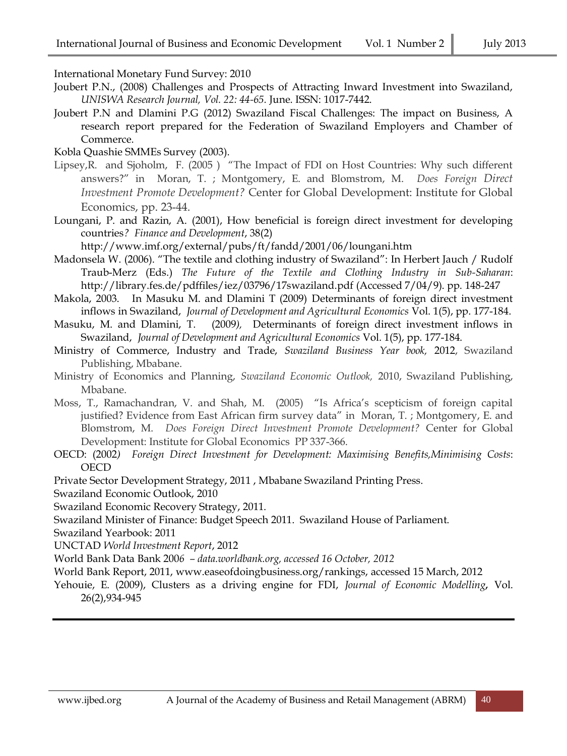International Monetary Fund Survey: 2010

Joubert P.N., (2008) Challenges and Prospects of Attracting Inward Investment into Swaziland, *UNISWA Research Journal, Vol. 22: 44-65.* June. ISSN: 1017-7442.

Joubert P.N and Dlamini P.G (2012) Swaziland Fiscal Challenges: The impact on Business, A research report prepared for the Federation of Swaziland Employers and Chamber of Commerce.

Kobla Quashie SMMEs Survey (2003).

Lipsey,R. and Sjoholm, F. (2005 ) "The Impact of FDI on Host Countries: Why such different answers?" in Moran, T. ; Montgomery, E. and Blomstrom, M. *Does Foreign Direct Investment Promote Development?* Center for Global Development: Institute for Global Economics, pp. 23-44.

Loungani, P. and Razin, A. (2001), How beneficial is foreign direct investment for developing countries*? Finance and Development*, 38(2) http://www.imf.org/external/pubs/ft/fandd/2001/06/loungani.htm

Madonsela W. (2006). "The textile and clothing industry of Swaziland": In Herbert Jauch / Rudolf Traub-Merz (Eds.) *The Future of the Textile and Clothing Industry in Sub-Saharan*: http://library.fes.de/pdffiles/iez/03796/17swaziland.pdf (Accessed 7/04/9). pp. 148-247

Makola, 2003. In Masuku M. and Dlamini T (2009) Determinants of foreign direct investment inflows in Swaziland, *Journal of Development and Agricultural Economics* Vol. 1(5), pp. 177-184.

Masuku, M. and Dlamini, T. (2009*),* Determinants of foreign direct investment inflows in Swaziland, *Journal of Development and Agricultural Economics* Vol. 1(5), pp. 177-184.

Ministry of Commerce, Industry and Trade, *Swaziland Business Year book,* 2012, Swaziland Publishing, Mbabane.

Ministry of Economics and Planning, *Swaziland Economic Outlook,* 2010, Swaziland Publishing, Mbabane.

Moss, T., Ramachandran, V. and Shah, M. (2005) "Is Africa's scepticism of foreign capital justified? Evidence from East African firm survey data" in Moran, T. ; Montgomery, E. and Blomstrom, M. *Does Foreign Direct Investment Promote Development?* Center for Global Development: Institute for Global Economics PP 337-366.

OECD: (2002*) Foreign Direct Investment for Development: Maximising Benefits,Minimising Costs*: OECD

Private Sector Development Strategy, 2011 , Mbabane Swaziland Printing Press.

Swaziland Economic Outlook, 2010

Swaziland Economic Recovery Strategy, 2011.

Swaziland Minister of Finance: Budget Speech 2011. Swaziland House of Parliament.

Swaziland Yearbook: 2011

UNCTAD *World Investment Report*, 2012

World Bank Data Bank 2006 *– data.worldbank.org, accessed 16 October, 2012*

World Bank Report, 2011, www.easeofdoingbusiness.org/rankings, accessed 15 March, 2012

Yehouie, E. (2009), Clusters as a driving engine for FDI, *Journal of Economic Modelling*, Vol. 26(2),934-945